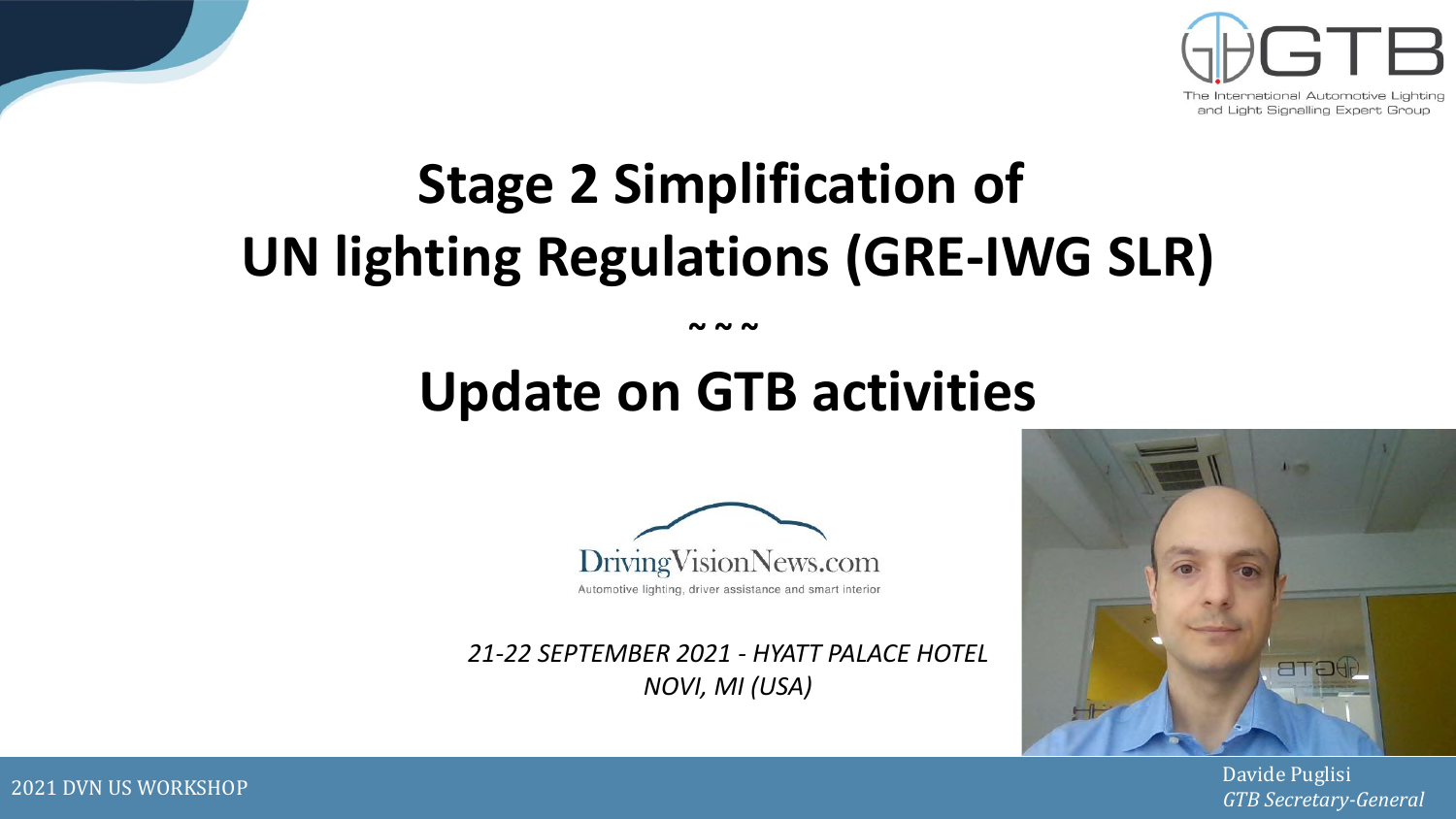GTB

The International Automotive Lighting and Light Signalling Expert Group

# Stage 2 Simplification of UN lighting Regulations (GRE-IWG SLR)

~ ~ ~

# Update on GTB activities

DrivingVisionNews.com

Automotive lighting, driver assistance and smart interior

*21-22 SEPTEMBER 2021 - HYATT PALACE HOTEL*
*NOVI, MI (USA)*

2021 DVN US WORKSHOP

Davide Puglisi
*GTB Secretary-General*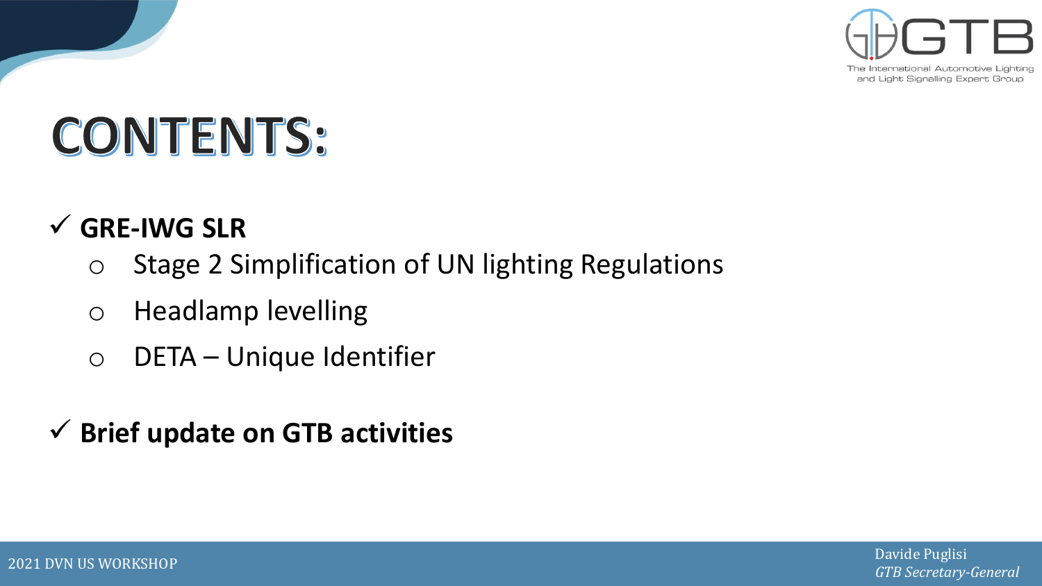# CONTENTS:

- ✓ **GRE-IWG SLR**
  - Stage 2 Simplification of UN lighting Regulations
  - Headlamp levelling
  - DETA – Unique Identifier

- ✓ **Brief update on GTB activities**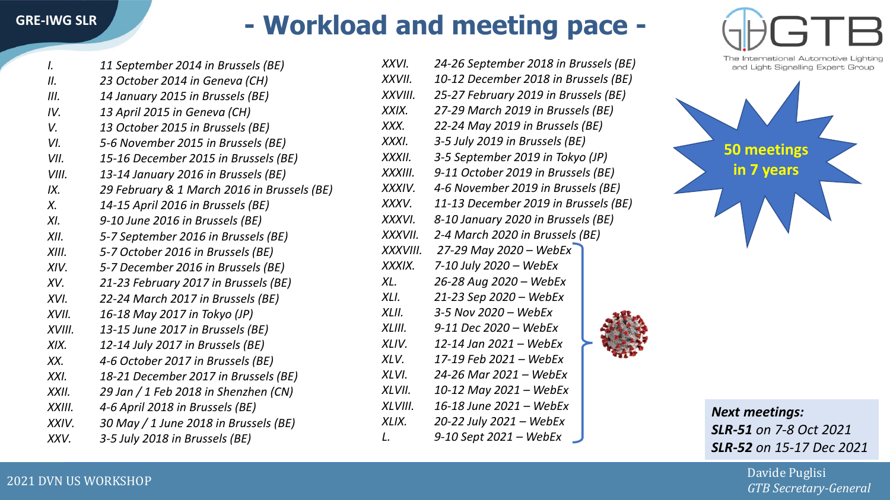GRE-IWG SLR

# - Workload and meeting pace -

*I. 11 September 2014 in Brussels (BE)*
*II. 23 October 2014 in Geneva (CH)*
*III. 14 January 2015 in Brussels (BE)*
*IV. 13 April 2015 in Geneva (CH)*
*V. 13 October 2015 in Brussels (BE)*
*VI. 5-6 November 2015 in Brussels (BE)*
*VII. 15-16 December 2015 in Brussels (BE)*
*VIII. 13-14 January 2016 in Brussels (BE)*
*IX. 29 February & 1 March 2016 in Brussels (BE)*
*X. 14-15 April 2016 in Brussels (BE)*
*XI. 9-10 June 2016 in Brussels (BE)*
*XII. 5-7 September 2016 in Brussels (BE)*
*XIII. 5-7 October 2016 in Brussels (BE)*
*XIV. 5-7 December 2016 in Brussels (BE)*
*XV. 21-23 February 2017 in Brussels (BE)*
*XVI. 22-24 March 2017 in Brussels (BE)*
*XVII. 16-18 May 2017 in Tokyo (JP)*
*XVIII. 13-15 June 2017 in Brussels (BE)*
*XIX. 12-14 July 2017 in Brussels (BE)*
*XX. 4-6 October 2017 in Brussels (BE)*
*XXI. 18-21 December 2017 in Brussels (BE)*
*XXII. 29 Jan / 1 Feb 2018 in Shenzhen (CN)*
*XXIII. 4-6 April 2018 in Brussels (BE)*
*XXIV. 30 May / 1 June 2018 in Brussels (BE)*
*XXV. 3-5 July 2018 in Brussels (BE)*
*XXVI. 24-26 September 2018 in Brussels (BE)*
*XXVII. 10-12 December 2018 in Brussels (BE)*
*XXVIII. 25-27 February 2019 in Brussels (BE)*
*XXIX. 27-29 March 2019 in Brussels (BE)*
*XXX. 22-24 May 2019 in Brussels (BE)*
*XXXI. 3-5 July 2019 in Brussels (BE)*
*XXXII. 3-5 September 2019 in Tokyo (JP)*
*XXXIII. 9-11 October 2019 in Brussels (BE)*
*XXXIV. 4-6 November 2019 in Brussels (BE)*
*XXXV. 11-13 December 2019 in Brussels (BE)*
*XXXVI. 8-10 January 2020 in Brussels (BE)*
*XXXVII. 2-4 March 2020 in Brussels (BE)*
*XXXVIII. 27-29 May 2020 – WebEx*
*XXXIX. 7-10 July 2020 – WebEx*
*XL. 26-28 Aug 2020 – WebEx*
*XLI. 21-23 Sep 2020 – WebEx*
*XLII. 3-5 Nov 2020 – WebEx*
*XLIII. 9-11 Dec 2020 – WebEx*
*XLIV. 12-14 Jan 2021 – WebEx*
*XLV. 17-19 Feb 2021 – WebEx*
*XLVI. 24-26 Mar 2021 – WebEx*
*XLVII. 10-12 May 2021 – WebEx*
*XLVIII. 16-18 June 2021 – WebEx*
*XLIX. 20-22 July 2021 – WebEx*
*L. 9-10 Sept 2021 – WebEx*

GTB – The International Automotive Lighting and Light Signalling Expert Group

**50 meetings in 7 years**

***Next meetings:***
***SLR-51** on 7-8 Oct 2021*
***SLR-52** on 15-17 Dec 2021*

2021 DVN US WORKSHOP

Davide Puglisi
*GTB Secretary-General*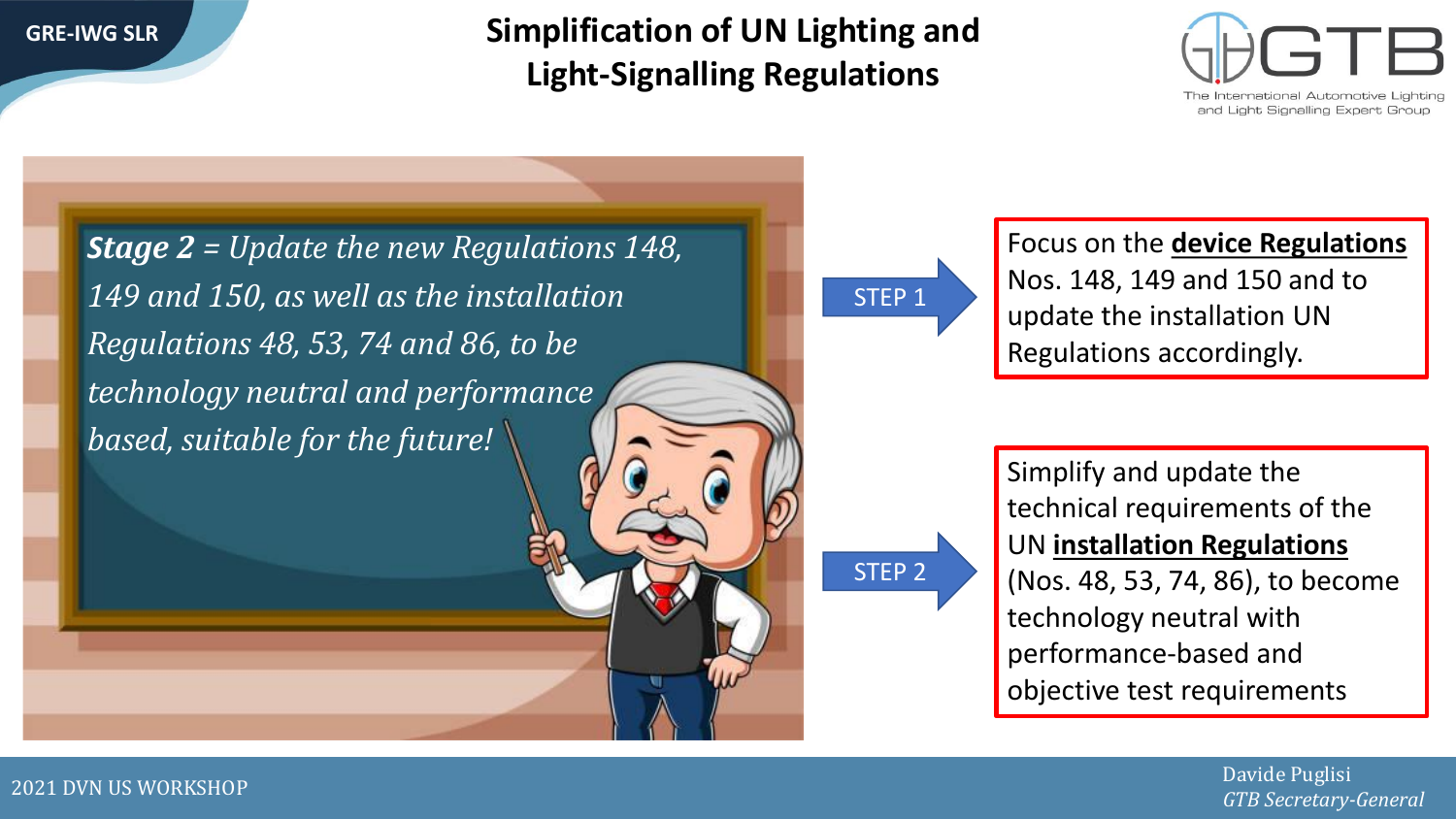# Simplification of UN Lighting and Light-Signalling Regulations

GRE-IWG SLR

***Stage 2*** *= Update the new Regulations 148, 149 and 150, as well as the installation Regulations 48, 53, 74 and 86, to be technology neutral and performance based, suitable for the future!*

**STEP 1**

Focus on the **device Regulations** Nos. 148, 149 and 150 and to update the installation UN Regulations accordingly.

**STEP 2**

Simplify and update the technical requirements of the UN **installation Regulations** (Nos. 48, 53, 74, 86), to become technology neutral with performance-based and objective test requirements

2021 DVN US WORKSHOP

Davide Puglisi
*GTB Secretary-General*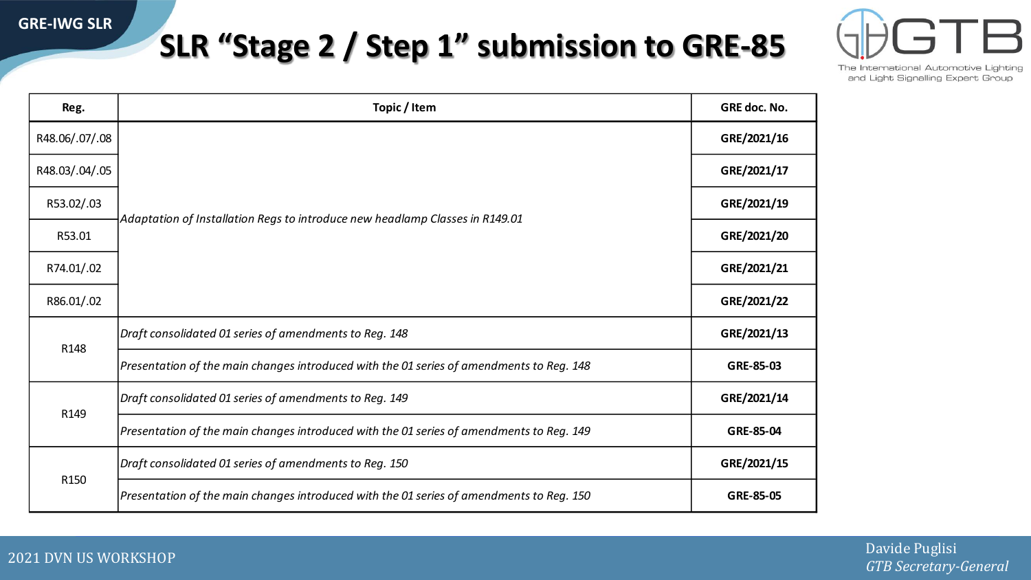GRE-IWG SLR

# SLR "Stage 2 / Step 1" submission to GRE-85

| Reg. | Topic / Item | GRE doc. No. |
|---|---|---|
| R48.06/.07/.08 | *Adaptation of Installation Regs to introduce new headlamp Classes in R149.01* | **GRE/2021/16** |
| R48.03/.04/.05 | | **GRE/2021/17** |
| R53.02/.03 | | **GRE/2021/19** |
| R53.01 | | **GRE/2021/20** |
| R74.01/.02 | | **GRE/2021/21** |
| R86.01/.02 | | **GRE/2021/22** |
| R148 | *Draft consolidated 01 series of amendments to Reg. 148* | **GRE/2021/13** |
| | *Presentation of the main changes introduced with the 01 series of amendments to Reg. 148* | **GRE-85-03** |
| R149 | *Draft consolidated 01 series of amendments to Reg. 149* | **GRE/2021/14** |
| | *Presentation of the main changes introduced with the 01 series of amendments to Reg. 149* | **GRE-85-04** |
| R150 | *Draft consolidated 01 series of amendments to Reg. 150* | **GRE/2021/15** |
| | *Presentation of the main changes introduced with the 01 series of amendments to Reg. 150* | **GRE-85-05** |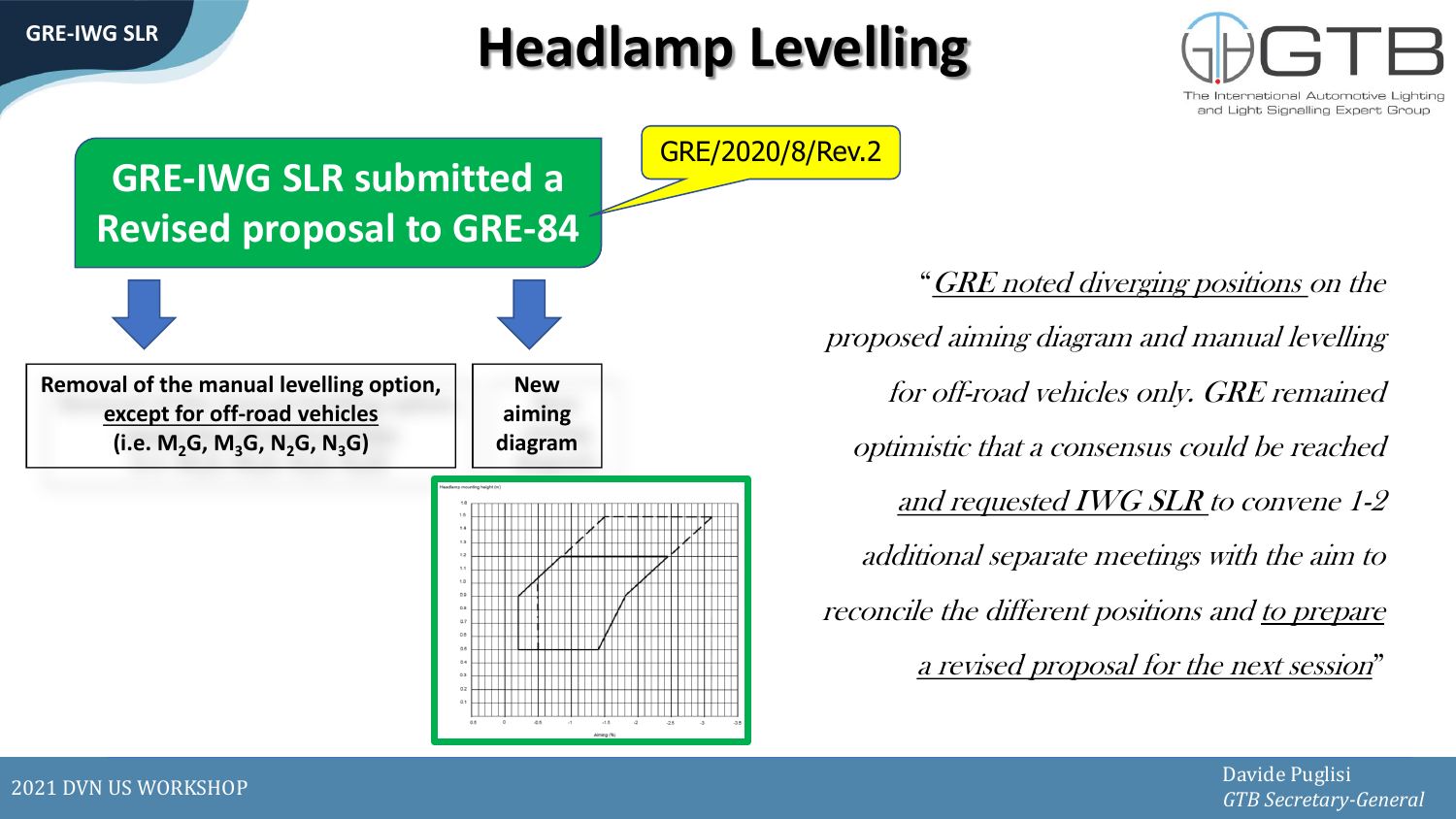# Headlamp Levelling

**GRE-IWG SLR submitted a Revised proposal to GRE-84**

GRE/2020/8/Rev.2

**Removal of the manual levelling option, <u>except for off-road vehicles</u> (i.e. $M_2G$, $M_3G$, $N_2G$, $N_3G$)**

**New aiming diagram**

*"<u>GRE noted diverging positions</u> on the proposed aiming diagram and manual levelling for off-road vehicles only. GRE remained optimistic that a consensus could be reached <u>and requested IWG SLR</u> to convene 1-2 additional separate meetings with the aim to reconcile the different positions and <u>to prepare a revised proposal for the next session</u>"*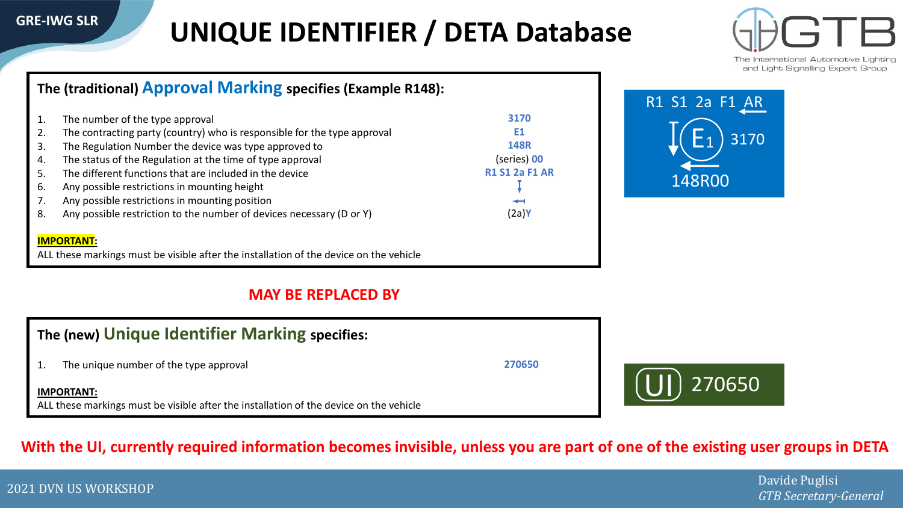# UNIQUE IDENTIFIER / DETA Database

**The (traditional) Approval Marking specifies (Example R148):**

| | | |
|---|---|---|
| 1. | The number of the type approval | 3170 |
| 2. | The contracting party (country) who is responsible for the type approval | E1 |
| 3. | The Regulation Number the device was type approved to | 148R |
| 4. | The status of the Regulation at the time of type approval | (series) 00 |
| 5. | The different functions that are included in the device | R1 S1 2a F1 AR |
| 6. | Any possible restrictions in mounting height | ↧ |
| 7. | Any possible restrictions in mounting position | ← |
| 8. | Any possible restriction to the number of devices necessary (D or Y) | (2a)Y |

**IMPORTANT:**
ALL these markings must be visible after the installation of the device on the vehicle

R1 S1 2a F1 AR
E1 3170
148R00

**MAY BE REPLACED BY**

**The (new) Unique Identifier Marking specifies:**

| | | |
|---|---|---|
| 1. | The unique number of the type approval | 270650 |

**IMPORTANT:**
ALL these markings must be visible after the installation of the device on the vehicle

UI 270650

**With the UI, currently required information becomes invisible, unless you are part of one of the existing user groups in DETA**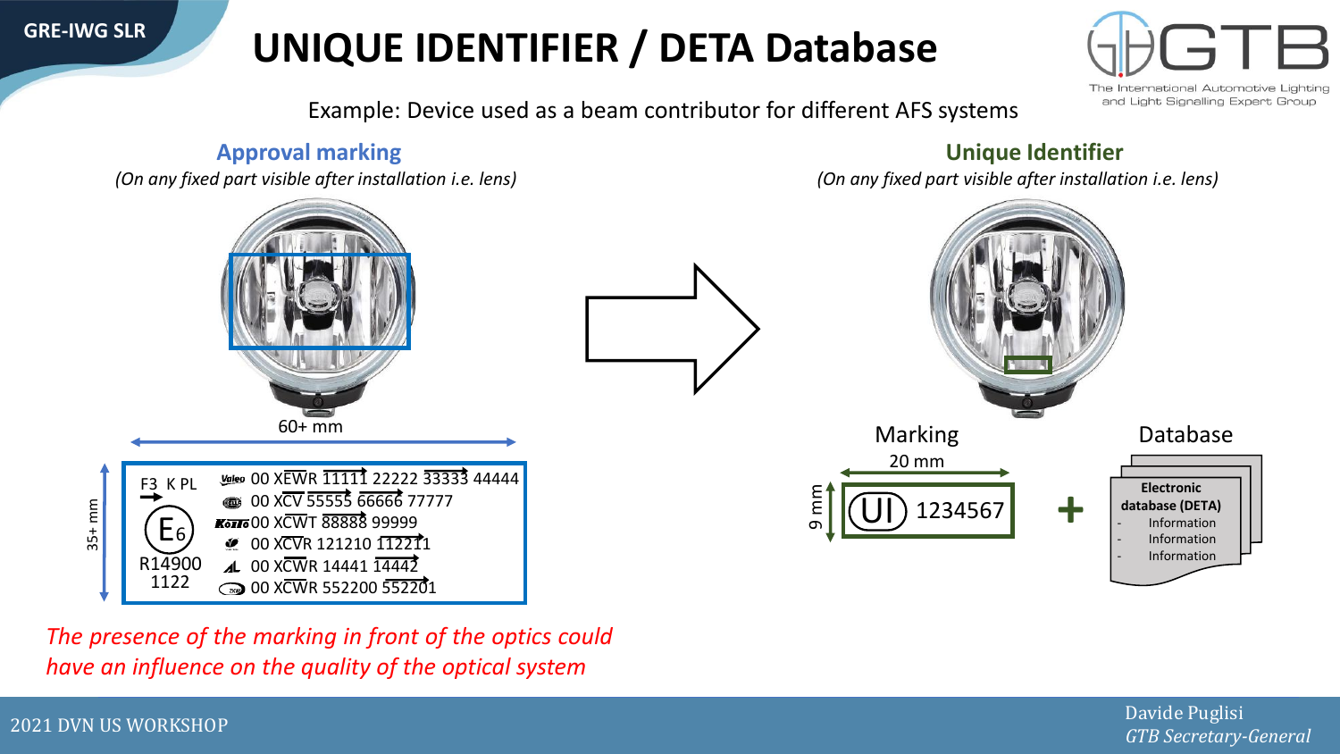# UNIQUE IDENTIFIER / DETA Database

Example: Device used as a beam contributor for different AFS systems

## Approval marking

*(On any fixed part visible after installation i.e. lens)*

60+ mm

35+ mm

F3 K PL

E6

R14900

1122

00 XEWR 11111 22222 33333 44444

00 XCV 55555 66666 77777

00 XCWT 88888 99999

00 XCVR 121210 112211

00 XCWR 14441 14442

00 XCWR 552200 552201

*The presence of the marking in front of the optics could have an influence on the quality of the optical system*

## Unique Identifier

*(On any fixed part visible after installation i.e. lens)*

**Marking**

20 mm

9 mm

UI 1234567

\+

**Database**

**Electronic database (DETA)**

- Information
- Information
- Information

2021 DVN US WORKSHOP

Davide Puglisi
*GTB Secretary-General*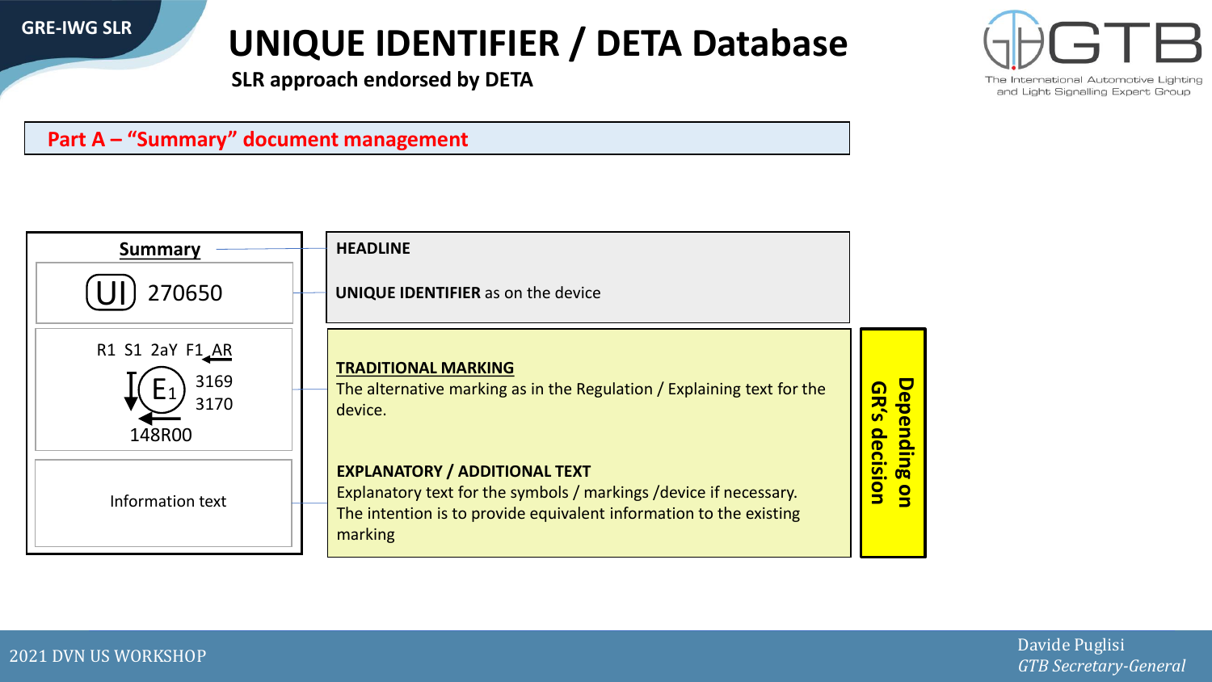# UNIQUE IDENTIFIER / DETA Database

**SLR approach endorsed by DETA**

## Part A – "Summary" document management

**Summary**

UI 270650

R1 S1 2aY F1 AR

E1 3169 3170

148R00

Information text

**HEADLINE**

**UNIQUE IDENTIFIER** as on the device

**TRADITIONAL MARKING**

The alternative marking as in the Regulation / Explaining text for the device.

**EXPLANATORY / ADDITIONAL TEXT**

Explanatory text for the symbols / markings /device if necessary. The intention is to provide equivalent information to the existing marking

**Depending on GR's decision**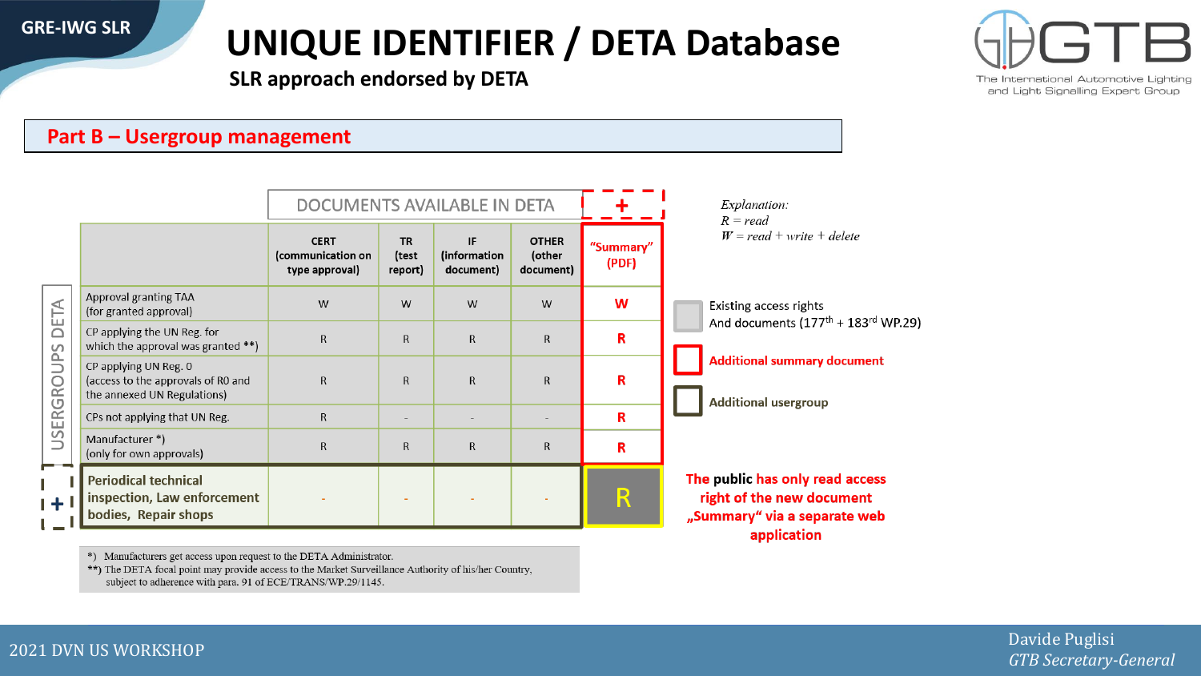# UNIQUE IDENTIFIER / DETA Database

**SLR approach endorsed by DETA**

## Part B – Usergroup management

| USERGROUPS DETA | DOCUMENTS AVAILABLE IN DETA | | | | + |
|---|---|---|---|---|---|
| | CERT (communication on type approval) | TR (test report) | IF (information document) | OTHER (other document) | "Summary" (PDF) |
| Approval granting TAA (for granted approval) | W | W | W | W | W |
| CP applying the UN Reg. for which the approval was granted **) | R | R | R | R | R |
| CP applying UN Reg. 0 (access to the approvals of R0 and the annexed UN Regulations) | R | R | R | R | R |
| CPs not applying that UN Reg. | R | - | - | - | R |
| Manufacturer *) (only for own approvals) | R | R | R | R | R |
| + Periodical technical inspection, Law enforcement bodies, Repair shops | - | - | - | - | R |

*) Manufacturers get access upon request to the DETA Administrator.
**) The DETA focal point may provide access to the Market Surveillance Authority of his/her Country, subject to adherence with para. 91 of ECE/TRANS/WP.29/1145.

*Explanation:*
*R = read*
*W = read + write + delete*

- Existing access rights And documents (177th + 183rd WP.29)
- Additional summary document
- Additional usergroup

**The public has only read access right of the new document „Summary" via a separate web application**

2021 DVN US WORKSHOP

Davide Puglisi
*GTB Secretary-General*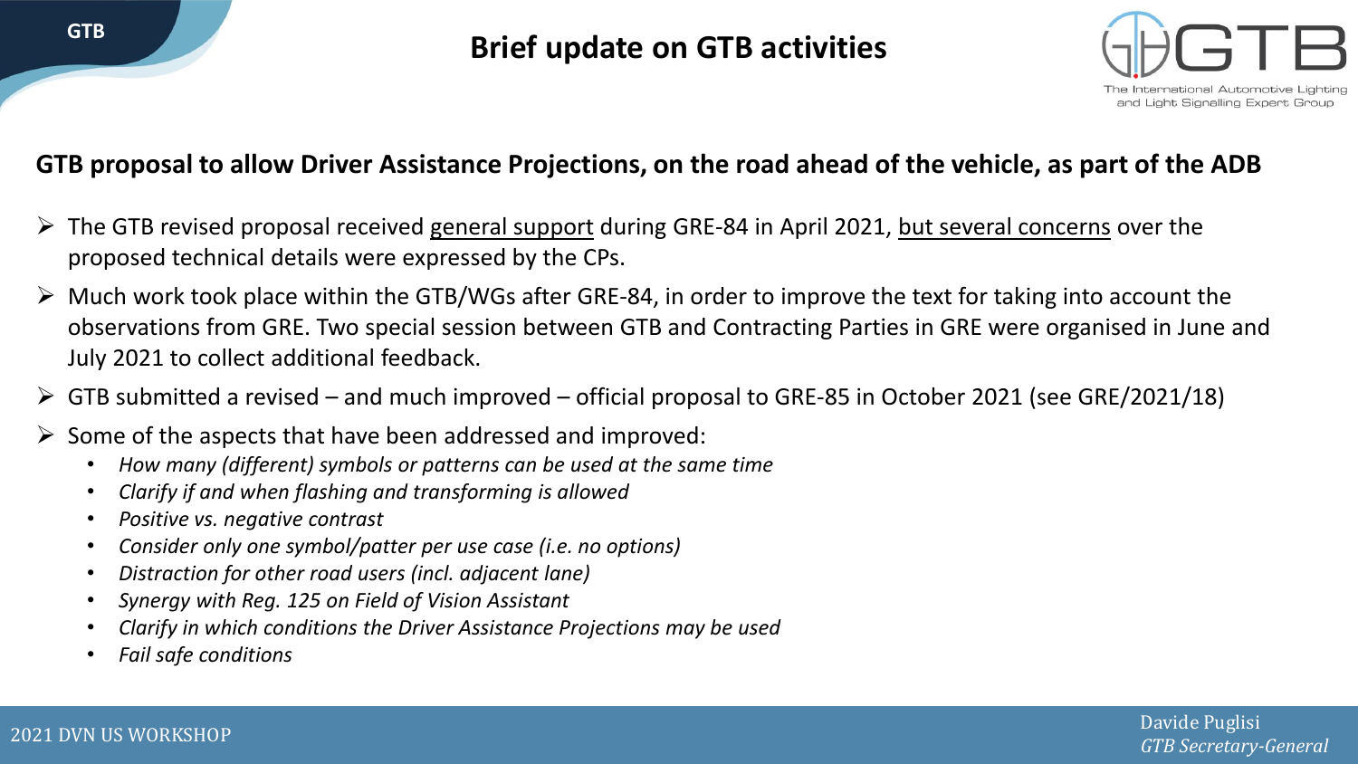# Brief update on GTB activities

## GTB proposal to allow Driver Assistance Projections, on the road ahead of the vehicle, as part of the ADB

- The GTB revised proposal received general support during GRE-84 in April 2021, but several concerns over the proposed technical details were expressed by the CPs.
- Much work took place within the GTB/WGs after GRE-84, in order to improve the text for taking into account the observations from GRE. Two special session between GTB and Contracting Parties in GRE were organised in June and July 2021 to collect additional feedback.
- GTB submitted a revised – and much improved – official proposal to GRE-85 in October 2021 (see GRE/2021/18)
- Some of the aspects that have been addressed and improved:
  - *How many (different) symbols or patterns can be used at the same time*
  - *Clarify if and when flashing and transforming is allowed*
  - *Positive vs. negative contrast*
  - *Consider only one symbol/patter per use case (i.e. no options)*
  - *Distraction for other road users (incl. adjacent lane)*
  - *Synergy with Reg. 125 on Field of Vision Assistant*
  - *Clarify in which conditions the Driver Assistance Projections may be used*
  - *Fail safe conditions*

Davide Puglisi
*GTB Secretary-General*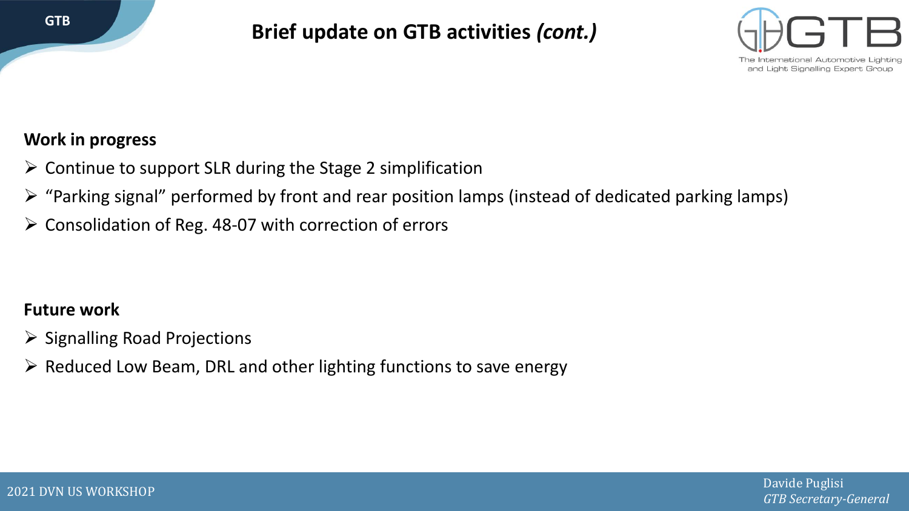# Brief update on GTB activities *(cont.)*

**Work in progress**

- Continue to support SLR during the Stage 2 simplification
- "Parking signal" performed by front and rear position lamps (instead of dedicated parking lamps)
- Consolidation of Reg. 48-07 with correction of errors

**Future work**

- Signalling Road Projections
- Reduced Low Beam, DRL and other lighting functions to save energy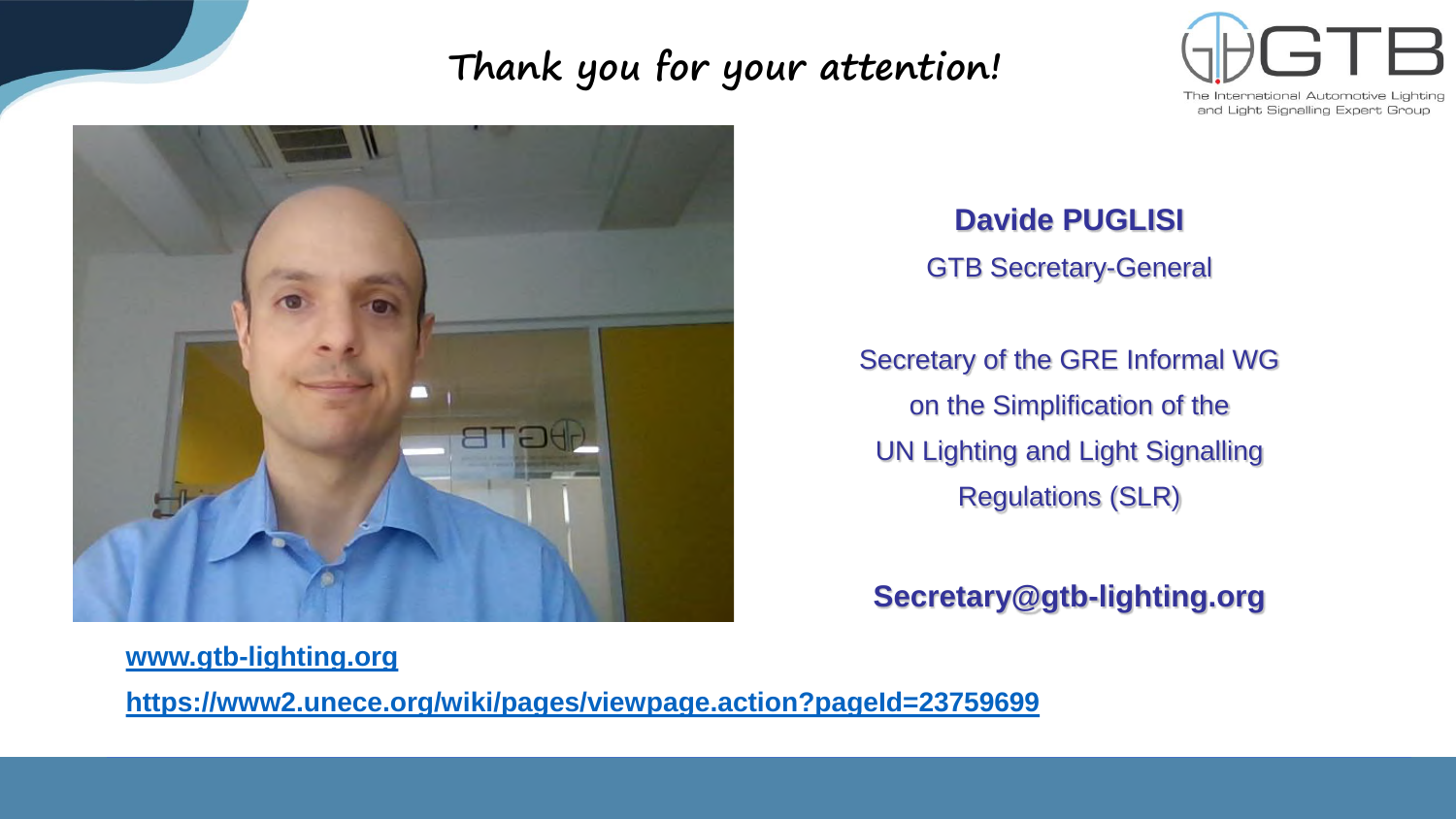# Thank you for your attention!

GTB
The International Automotive Lighting and Light Signalling Expert Group

**Davide PUGLISI**

GTB Secretary-General

Secretary of the GRE Informal WG on the Simplification of the UN Lighting and Light Signalling Regulations (SLR)

**Secretary@gtb-lighting.org**

**www.gtb-lighting.org**

**https://www2.unece.org/wiki/pages/viewpage.action?pageId=23759699**